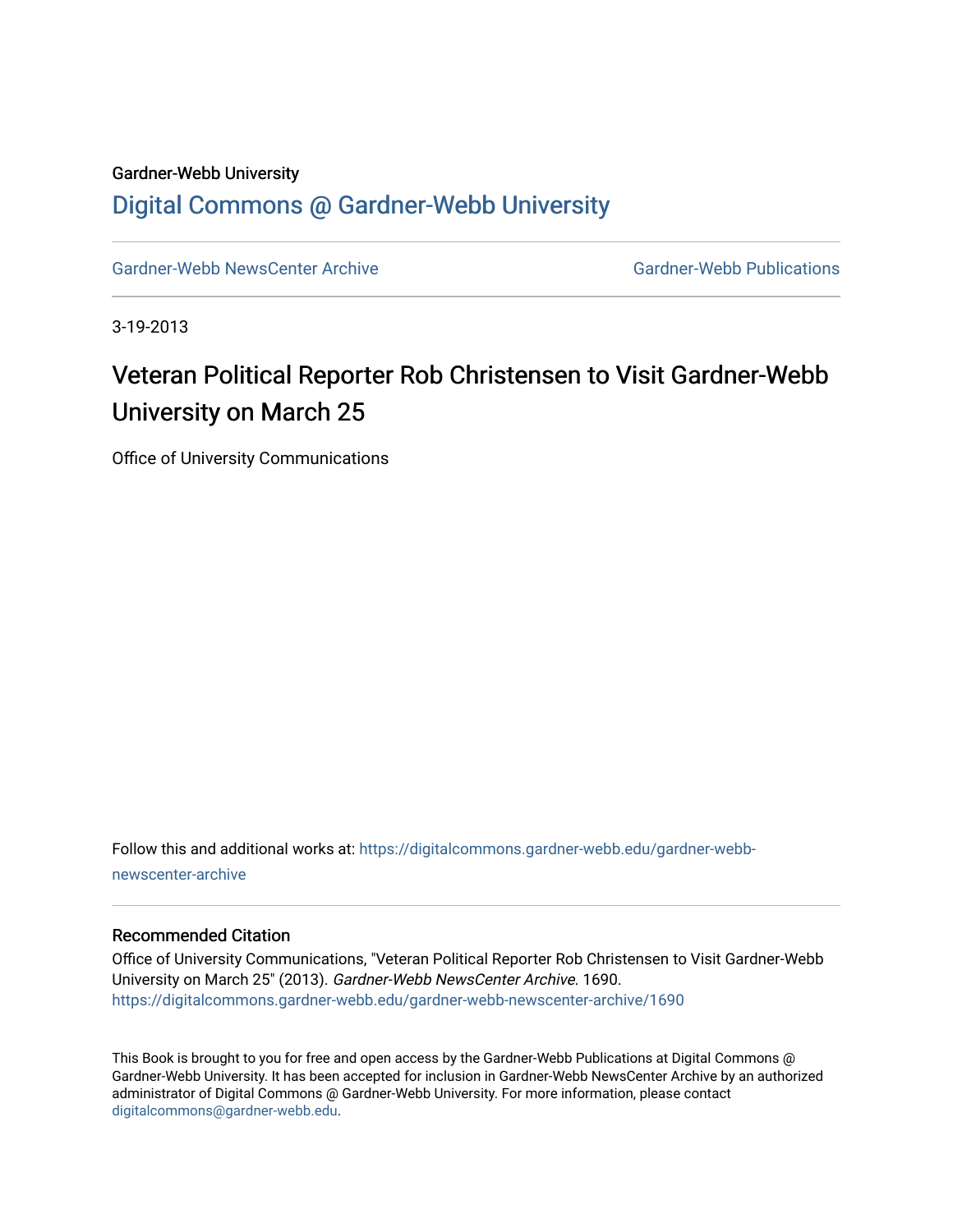Gardner-Webb University

# Digital Commons @ Gardner-Webb University

Gardner-Webb NewsCenter Archive | Gardner-Webb Publications

3-19-2013

## Veteran Political Reporter Rob Christensen to Visit Gardner-Webb University on March 25

Office of University Communications

Follow this and additional works at: https://digitalcommons.gardner-webb.edu/gardner-webb-newscenter-archive

### Recommended Citation

Office of University Communications, "Veteran Political Reporter Rob Christensen to Visit Gardner-Webb University on March 25" (2013). *Gardner-Webb NewsCenter Archive*. 1690.
https://digitalcommons.gardner-webb.edu/gardner-webb-newscenter-archive/1690

This Book is brought to you for free and open access by the Gardner-Webb Publications at Digital Commons @ Gardner-Webb University. It has been accepted for inclusion in Gardner-Webb NewsCenter Archive by an authorized administrator of Digital Commons @ Gardner-Webb University. For more information, please contact digitalcommons@gardner-webb.edu.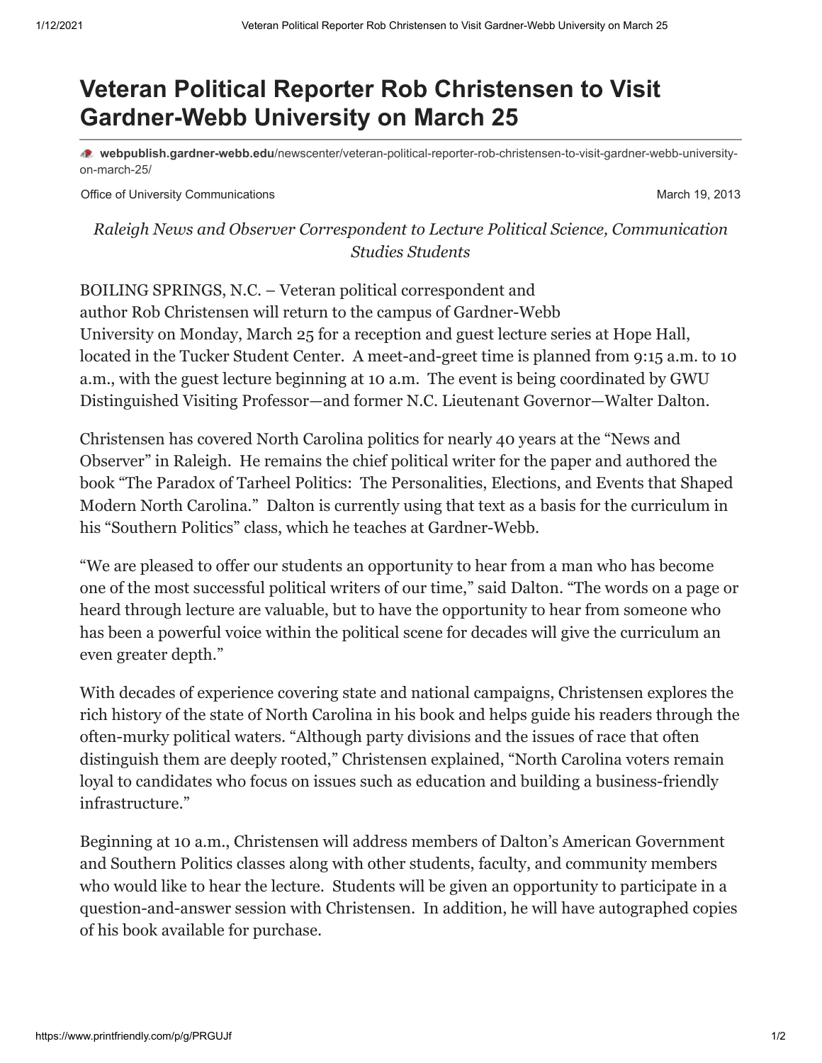# Veteran Political Reporter Rob Christensen to Visit Gardner-Webb University on March 25

**webpublish.gardner-webb.edu**/newscenter/veteran-political-reporter-rob-christensen-to-visit-gardner-webb-university-on-march-25/

Office of University Communications

March 19, 2013

*Raleigh News and Observer Correspondent to Lecture Political Science, Communication Studies Students*

BOILING SPRINGS, N.C. – Veteran political correspondent and author Rob Christensen will return to the campus of Gardner-Webb University on Monday, March 25 for a reception and guest lecture series at Hope Hall, located in the Tucker Student Center. A meet-and-greet time is planned from 9:15 a.m. to 10 a.m., with the guest lecture beginning at 10 a.m. The event is being coordinated by GWU Distinguished Visiting Professor—and former N.C. Lieutenant Governor—Walter Dalton.

Christensen has covered North Carolina politics for nearly 40 years at the "News and Observer" in Raleigh. He remains the chief political writer for the paper and authored the book "The Paradox of Tarheel Politics: The Personalities, Elections, and Events that Shaped Modern North Carolina." Dalton is currently using that text as a basis for the curriculum in his "Southern Politics" class, which he teaches at Gardner-Webb.

"We are pleased to offer our students an opportunity to hear from a man who has become one of the most successful political writers of our time," said Dalton. "The words on a page or heard through lecture are valuable, but to have the opportunity to hear from someone who has been a powerful voice within the political scene for decades will give the curriculum an even greater depth."

With decades of experience covering state and national campaigns, Christensen explores the rich history of the state of North Carolina in his book and helps guide his readers through the often-murky political waters. "Although party divisions and the issues of race that often distinguish them are deeply rooted," Christensen explained, "North Carolina voters remain loyal to candidates who focus on issues such as education and building a business-friendly infrastructure."

Beginning at 10 a.m., Christensen will address members of Dalton's American Government and Southern Politics classes along with other students, faculty, and community members who would like to hear the lecture. Students will be given an opportunity to participate in a question-and-answer session with Christensen. In addition, he will have autographed copies of his book available for purchase.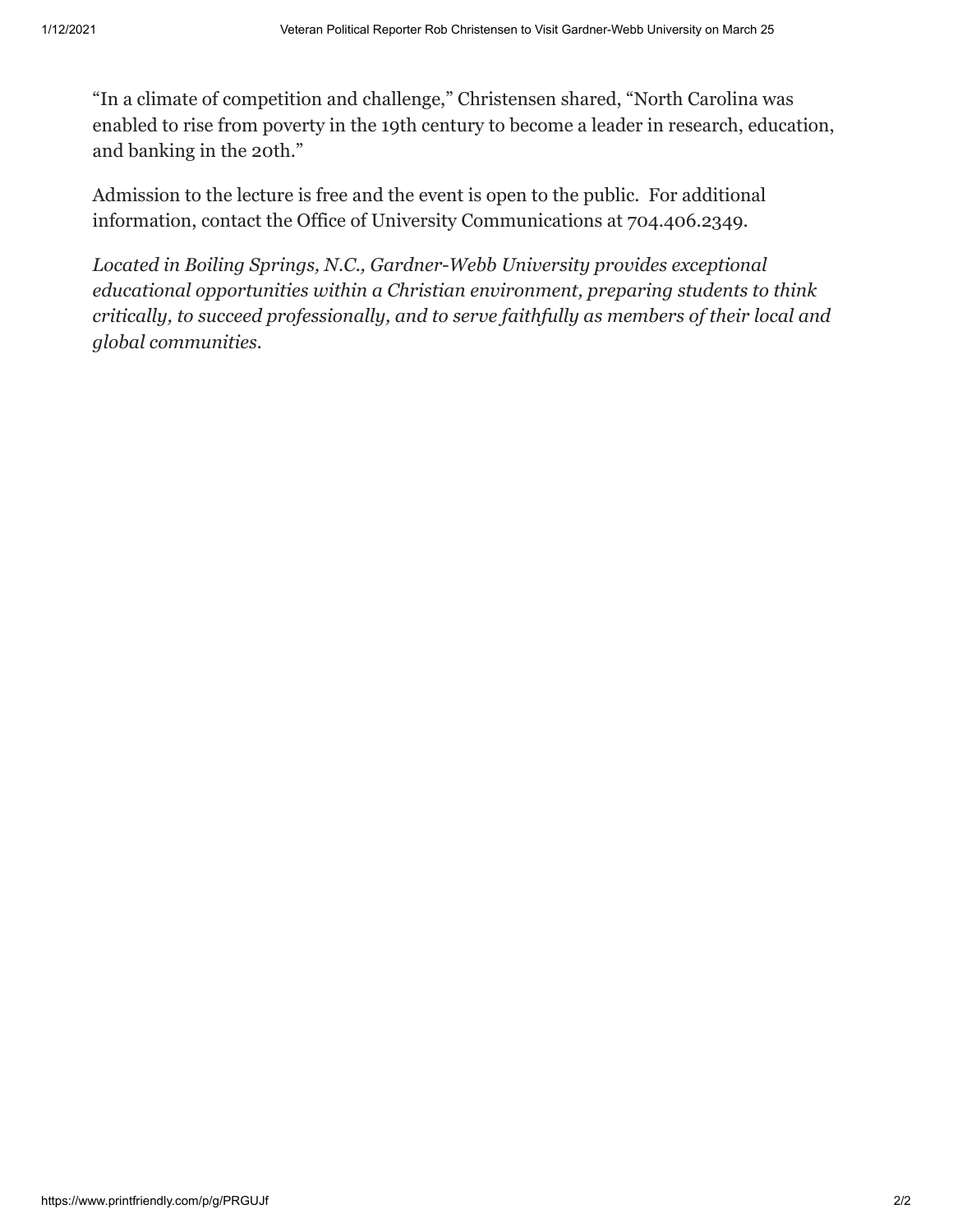"In a climate of competition and challenge," Christensen shared, "North Carolina was enabled to rise from poverty in the 19th century to become a leader in research, education, and banking in the 20th."

Admission to the lecture is free and the event is open to the public. For additional information, contact the Office of University Communications at 704.406.2349.

*Located in Boiling Springs, N.C., Gardner-Webb University provides exceptional educational opportunities within a Christian environment, preparing students to think critically, to succeed professionally, and to serve faithfully as members of their local and global communities.*